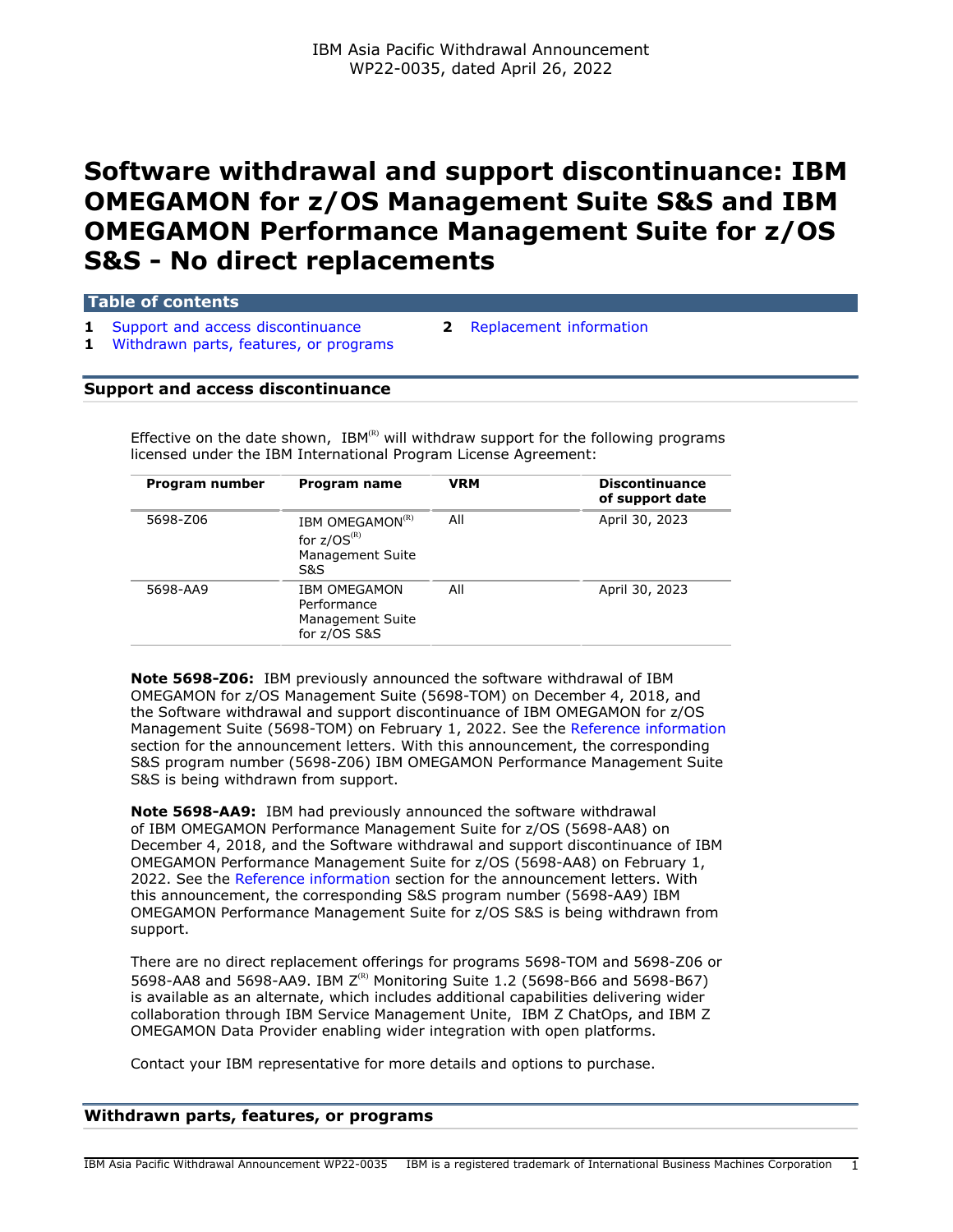IBM Asia Pacific Withdrawal Announcement
WP22-0035, dated April 26, 2022

# Software withdrawal and support discontinuance: IBM OMEGAMON for z/OS Management Suite S&S and IBM OMEGAMON Performance Management Suite for z/OS S&S - No direct replacements

## Table of contents

- 1 Support and access discontinuance
- 1 Withdrawn parts, features, or programs
- 2 Replacement information

## Support and access discontinuance

Effective on the date shown, IBM(R) will withdraw support for the following programs licensed under the IBM International Program License Agreement:

| Program number | Program name | VRM | Discontinuance of support date |
|---|---|---|---|
| 5698-Z06 | IBM OMEGAMON(R) for z/OS(R) Management Suite S&S | All | April 30, 2023 |
| 5698-AA9 | IBM OMEGAMON Performance Management Suite for z/OS S&S | All | April 30, 2023 |

**Note 5698-Z06:** IBM previously announced the software withdrawal of IBM OMEGAMON for z/OS Management Suite (5698-TOM) on December 4, 2018, and the Software withdrawal and support discontinuance of IBM OMEGAMON for z/OS Management Suite (5698-TOM) on February 1, 2022. See the Reference information section for the announcement letters. With this announcement, the corresponding S&S program number (5698-Z06) IBM OMEGAMON Performance Management Suite S&S is being withdrawn from support.

**Note 5698-AA9:** IBM had previously announced the software withdrawal of IBM OMEGAMON Performance Management Suite for z/OS (5698-AA8) on December 4, 2018, and the Software withdrawal and support discontinuance of IBM OMEGAMON Performance Management Suite for z/OS (5698-AA8) on February 1, 2022. See the Reference information section for the announcement letters. With this announcement, the corresponding S&S program number (5698-AA9) IBM OMEGAMON Performance Management Suite for z/OS S&S is being withdrawn from support.

There are no direct replacement offerings for programs 5698-TOM and 5698-Z06 or 5698-AA8 and 5698-AA9. IBM Z(R) Monitoring Suite 1.2 (5698-B66 and 5698-B67) is available as an alternate, which includes additional capabilities delivering wider collaboration through IBM Service Management Unite, IBM Z ChatOps, and IBM Z OMEGAMON Data Provider enabling wider integration with open platforms.

Contact your IBM representative for more details and options to purchase.

## Withdrawn parts, features, or programs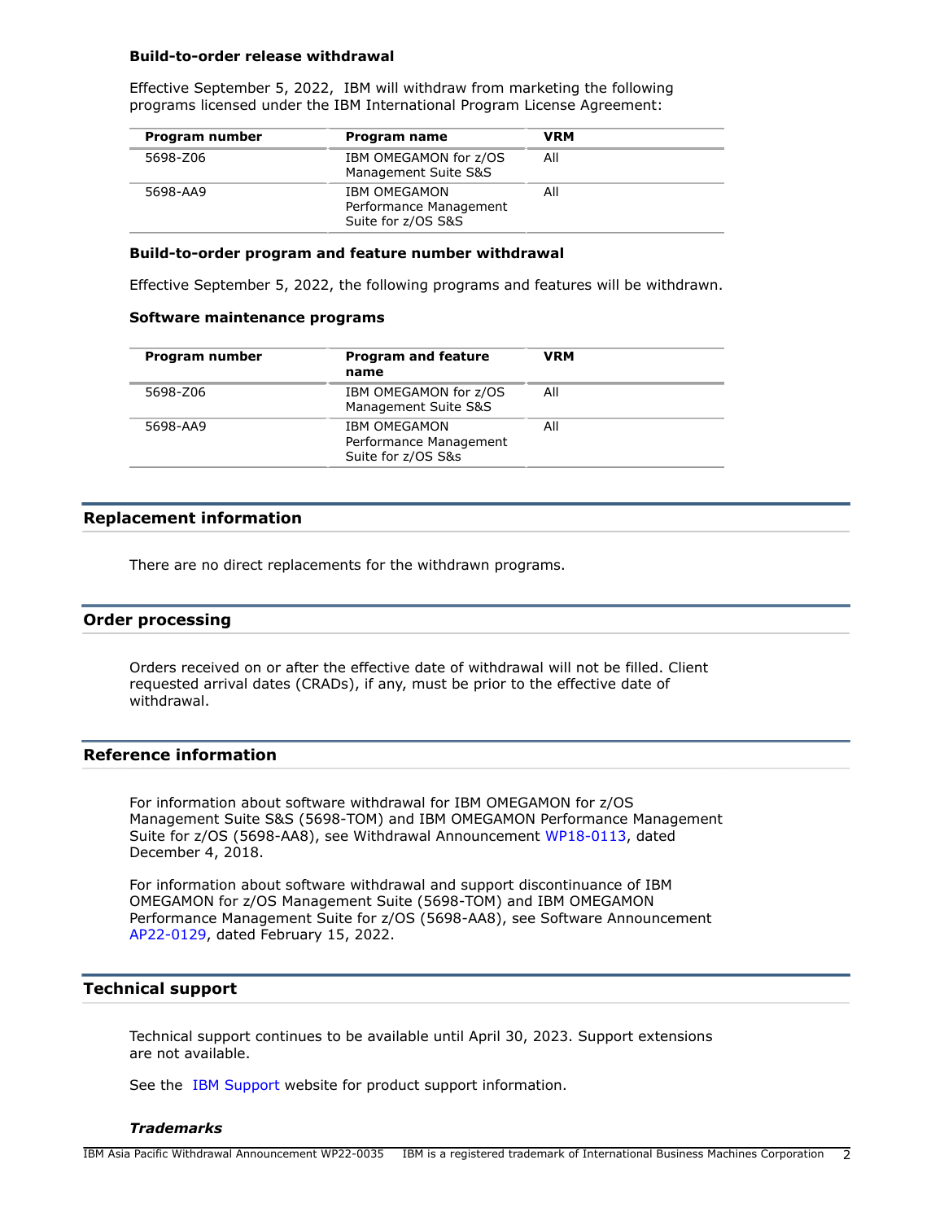### Build-to-order release withdrawal

Effective September 5, 2022, IBM will withdraw from marketing the following programs licensed under the IBM International Program License Agreement:

| Program number | Program name | VRM |
| --- | --- | --- |
| 5698-Z06 | IBM OMEGAMON for z/OS Management Suite S&S | All |
| 5698-AA9 | IBM OMEGAMON Performance Management Suite for z/OS S&S | All |

### Build-to-order program and feature number withdrawal

Effective September 5, 2022, the following programs and features will be withdrawn.

### Software maintenance programs

| Program number | Program and feature name | VRM |
| --- | --- | --- |
| 5698-Z06 | IBM OMEGAMON for z/OS Management Suite S&S | All |
| 5698-AA9 | IBM OMEGAMON Performance Management Suite for z/OS S&s | All |

## Replacement information

There are no direct replacements for the withdrawn programs.

## Order processing

Orders received on or after the effective date of withdrawal will not be filled. Client requested arrival dates (CRADs), if any, must be prior to the effective date of withdrawal.

## Reference information

For information about software withdrawal for IBM OMEGAMON for z/OS Management Suite S&S (5698-TOM) and IBM OMEGAMON Performance Management Suite for z/OS (5698-AA8), see Withdrawal Announcement WP18-0113, dated December 4, 2018.

For information about software withdrawal and support discontinuance of IBM OMEGAMON for z/OS Management Suite (5698-TOM) and IBM OMEGAMON Performance Management Suite for z/OS (5698-AA8), see Software Announcement AP22-0129, dated February 15, 2022.

## Technical support

Technical support continues to be available until April 30, 2023. Support extensions are not available.

See the IBM Support website for product support information.

***Trademarks***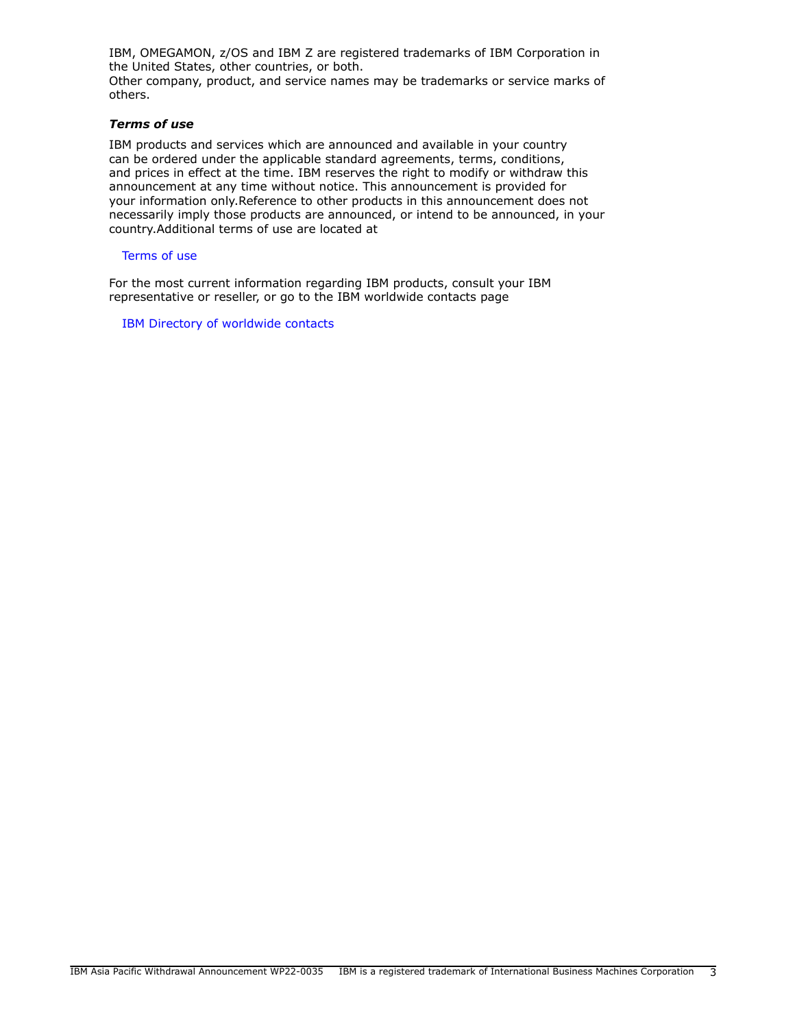IBM, OMEGAMON, z/OS and IBM Z are registered trademarks of IBM Corporation in the United States, other countries, or both.

Other company, product, and service names may be trademarks or service marks of others.

***Terms of use***

IBM products and services which are announced and available in your country can be ordered under the applicable standard agreements, terms, conditions, and prices in effect at the time. IBM reserves the right to modify or withdraw this announcement at any time without notice. This announcement is provided for your information only.Reference to other products in this announcement does not necessarily imply those products are announced, or intend to be announced, in your country.Additional terms of use are located at

Terms of use

For the most current information regarding IBM products, consult your IBM representative or reseller, or go to the IBM worldwide contacts page

IBM Directory of worldwide contacts